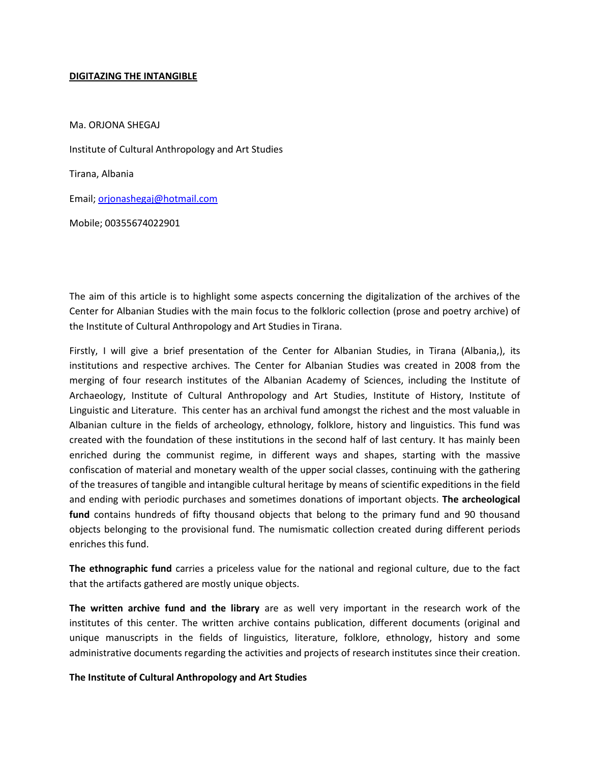**DIGITAZING THE INTANGIBLE**

Ma. ORJONA SHEGAJ

Institute of Cultural Anthropology and Art Studies

Tirana, Albania

Email; orjonashegaj@hotmail.com

Mobile; 00355674022901

The aim of this article is to highlight some aspects concerning the digitalization of the archives of the Center for Albanian Studies with the main focus to the folkloric collection (prose and poetry archive) of the Institute of Cultural Anthropology and Art Studies in Tirana.

Firstly, I will give a brief presentation of the Center for Albanian Studies, in Tirana (Albania,), its institutions and respective archives. The Center for Albanian Studies was created in 2008 from the merging of four research institutes of the Albanian Academy of Sciences, including the Institute of Archaeology, Institute of Cultural Anthropology and Art Studies, Institute of History, Institute of Linguistic and Literature. This center has an archival fund amongst the richest and the most valuable in Albanian culture in the fields of archeology, ethnology, folklore, history and linguistics. This fund was created with the foundation of these institutions in the second half of last century. It has mainly been enriched during the communist regime, in different ways and shapes, starting with the massive confiscation of material and monetary wealth of the upper social classes, continuing with the gathering of the treasures of tangible and intangible cultural heritage by means of scientific expeditions in the field and ending with periodic purchases and sometimes donations of important objects. **The archeological fund** contains hundreds of fifty thousand objects that belong to the primary fund and 90 thousand objects belonging to the provisional fund. The numismatic collection created during different periods enriches this fund.

**The ethnographic fund** carries a priceless value for the national and regional culture, due to the fact that the artifacts gathered are mostly unique objects.

**The written archive fund and the library** are as well very important in the research work of the institutes of this center. The written archive contains publication, different documents (original and unique manuscripts in the fields of linguistics, literature, folklore, ethnology, history and some administrative documents regarding the activities and projects of research institutes since their creation.

**The Institute of Cultural Anthropology and Art Studies**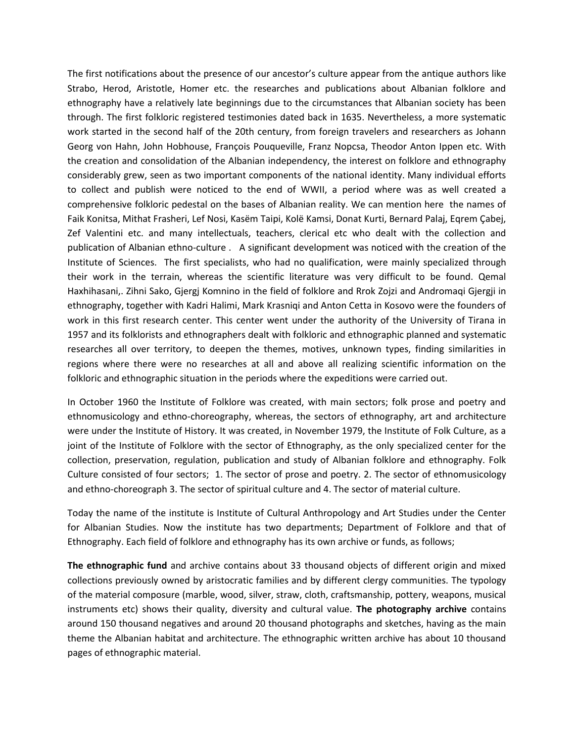The first notifications about the presence of our ancestor's culture appear from the antique authors like Strabo, Herod, Aristotle, Homer etc. the researches and publications about Albanian folklore and ethnography have a relatively late beginnings due to the circumstances that Albanian society has been through. The first folkloric registered testimonies dated back in 1635. Nevertheless, a more systematic work started in the second half of the 20th century, from foreign travelers and researchers as Johann Georg von Hahn, John Hobhouse, François Pouqueville, Franz Nopcsa, Theodor Anton Ippen etc. With the creation and consolidation of the Albanian independency, the interest on folklore and ethnography considerably grew, seen as two important components of the national identity. Many individual efforts to collect and publish were noticed to the end of WWII, a period where was as well created a comprehensive folkloric pedestal on the bases of Albanian reality. We can mention here the names of Faik Konitsa, Mithat Frasheri, Lef Nosi, Kasëm Taipi, Kolë Kamsi, Donat Kurti, Bernard Palaj, Eqrem Çabej, Zef Valentini etc. and many intellectuals, teachers, clerical etc who dealt with the collection and publication of Albanian ethno-culture . A significant development was noticed with the creation of the Institute of Sciences. The first specialists, who had no qualification, were mainly specialized through their work in the terrain, whereas the scientific literature was very difficult to be found. Qemal Haxhihasani,. Zihni Sako, Gjergj Komnino in the field of folklore and Rrok Zojzi and Andromaqi Gjergji in ethnography, together with Kadri Halimi, Mark Krasniqi and Anton Cetta in Kosovo were the founders of work in this first research center. This center went under the authority of the University of Tirana in 1957 and its folklorists and ethnographers dealt with folkloric and ethnographic planned and systematic researches all over territory, to deepen the themes, motives, unknown types, finding similarities in regions where there were no researches at all and above all realizing scientific information on the folkloric and ethnographic situation in the periods where the expeditions were carried out.

In October 1960 the Institute of Folklore was created, with main sectors; folk prose and poetry and ethnomusicology and ethno-choreography, whereas, the sectors of ethnography, art and architecture were under the Institute of History. It was created, in November 1979, the Institute of Folk Culture, as a joint of the Institute of Folklore with the sector of Ethnography, as the only specialized center for the collection, preservation, regulation, publication and study of Albanian folklore and ethnography. Folk Culture consisted of four sectors; 1. The sector of prose and poetry. 2. The sector of ethnomusicology and ethno-choreograph 3. The sector of spiritual culture and 4. The sector of material culture.

Today the name of the institute is Institute of Cultural Anthropology and Art Studies under the Center for Albanian Studies. Now the institute has two departments; Department of Folklore and that of Ethnography. Each field of folklore and ethnography has its own archive or funds, as follows;

**The ethnographic fund** and archive contains about 33 thousand objects of different origin and mixed collections previously owned by aristocratic families and by different clergy communities. The typology of the material composure (marble, wood, silver, straw, cloth, craftsmanship, pottery, weapons, musical instruments etc) shows their quality, diversity and cultural value. **The photography archive** contains around 150 thousand negatives and around 20 thousand photographs and sketches, having as the main theme the Albanian habitat and architecture. The ethnographic written archive has about 10 thousand pages of ethnographic material.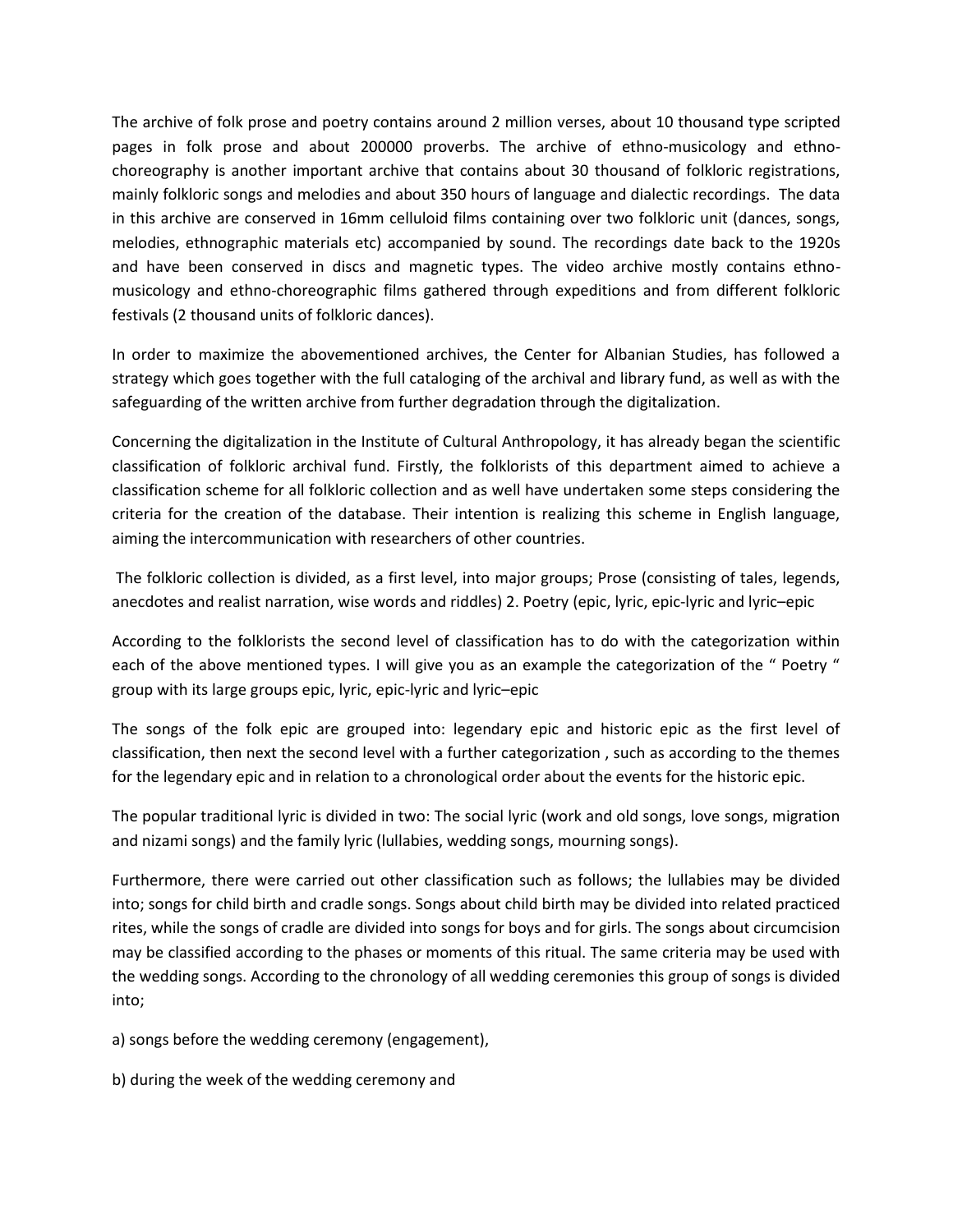The archive of folk prose and poetry contains around 2 million verses, about 10 thousand type scripted pages in folk prose and about 200000 proverbs. The archive of ethno-musicology and ethno-choreography is another important archive that contains about 30 thousand of folkloric registrations, mainly folkloric songs and melodies and about 350 hours of language and dialectic recordings. The data in this archive are conserved in 16mm celluloid films containing over two folkloric unit (dances, songs, melodies, ethnographic materials etc) accompanied by sound. The recordings date back to the 1920s and have been conserved in discs and magnetic types. The video archive mostly contains ethno-musicology and ethno-choreographic films gathered through expeditions and from different folkloric festivals (2 thousand units of folkloric dances).

In order to maximize the abovementioned archives, the Center for Albanian Studies, has followed a strategy which goes together with the full cataloging of the archival and library fund, as well as with the safeguarding of the written archive from further degradation through the digitalization.

Concerning the digitalization in the Institute of Cultural Anthropology, it has already began the scientific classification of folkloric archival fund. Firstly, the folklorists of this department aimed to achieve a classification scheme for all folkloric collection and as well have undertaken some steps considering the criteria for the creation of the database. Their intention is realizing this scheme in English language, aiming the intercommunication with researchers of other countries.

The folkloric collection is divided, as a first level, into major groups; Prose (consisting of tales, legends, anecdotes and realist narration, wise words and riddles) 2. Poetry (epic, lyric, epic-lyric and lyric–epic

According to the folklorists the second level of classification has to do with the categorization within each of the above mentioned types. I will give you as an example the categorization of the " Poetry " group with its large groups epic, lyric, epic-lyric and lyric–epic

The songs of the folk epic are grouped into: legendary epic and historic epic as the first level of classification, then next the second level with a further categorization , such as according to the themes for the legendary epic and in relation to a chronological order about the events for the historic epic.

The popular traditional lyric is divided in two: The social lyric (work and old songs, love songs, migration and nizami songs) and the family lyric (lullabies, wedding songs, mourning songs).

Furthermore, there were carried out other classification such as follows; the lullabies may be divided into; songs for child birth and cradle songs. Songs about child birth may be divided into related practiced rites, while the songs of cradle are divided into songs for boys and for girls. The songs about circumcision may be classified according to the phases or moments of this ritual. The same criteria may be used with the wedding songs. According to the chronology of all wedding ceremonies this group of songs is divided into;

a) songs before the wedding ceremony (engagement),

b) during the week of the wedding ceremony and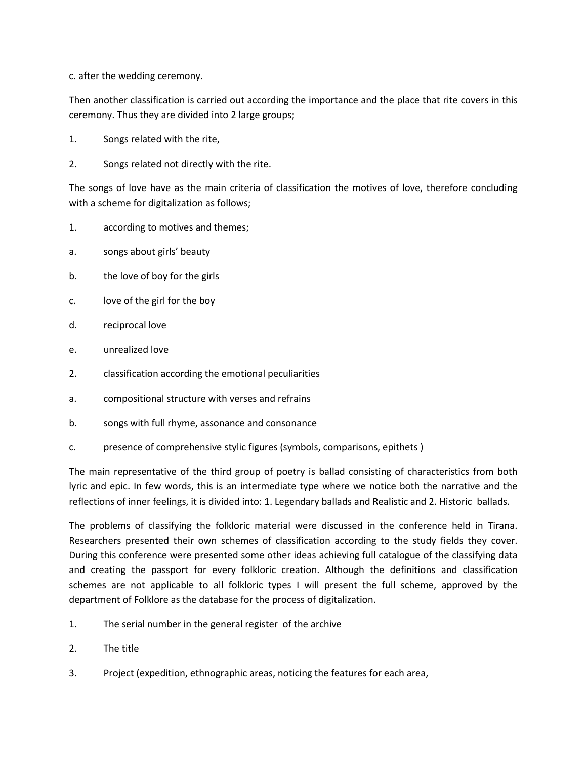c. after the wedding ceremony.

Then another classification is carried out according the importance and the place that rite covers in this ceremony. Thus they are divided into 2 large groups;

1. Songs related with the rite,
2. Songs related not directly with the rite.

The songs of love have as the main criteria of classification the motives of love, therefore concluding with a scheme for digitalization as follows;

1. according to motives and themes;

a. songs about girls' beauty

b. the love of boy for the girls

c. love of the girl for the boy

d. reciprocal love

e. unrealized love

2. classification according the emotional peculiarities

a. compositional structure with verses and refrains

b. songs with full rhyme, assonance and consonance

c. presence of comprehensive stylic figures (symbols, comparisons, epithets )

The main representative of the third group of poetry is ballad consisting of characteristics from both lyric and epic. In few words, this is an intermediate type where we notice both the narrative and the reflections of inner feelings, it is divided into: 1. Legendary ballads and Realistic and 2. Historic ballads.

The problems of classifying the folkloric material were discussed in the conference held in Tirana. Researchers presented their own schemes of classification according to the study fields they cover. During this conference were presented some other ideas achieving full catalogue of the classifying data and creating the passport for every folkloric creation. Although the definitions and classification schemes are not applicable to all folkloric types I will present the full scheme, approved by the department of Folklore as the database for the process of digitalization.

1. The serial number in the general register of the archive
2. The title
3. Project (expedition, ethnographic areas, noticing the features for each area,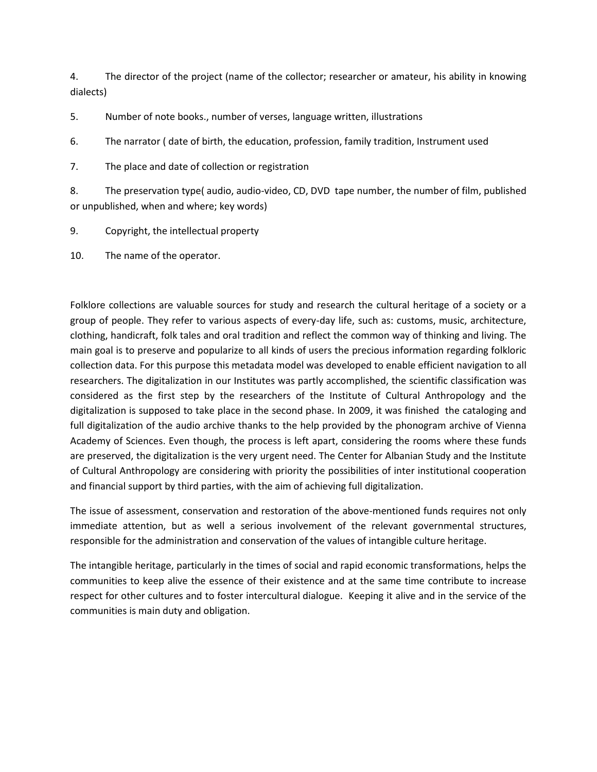4. The director of the project (name of the collector; researcher or amateur, his ability in knowing dialects)

5. Number of note books., number of verses, language written, illustrations

6. The narrator ( date of birth, the education, profession, family tradition, Instrument used

7. The place and date of collection or registration

8. The preservation type( audio, audio-video, CD, DVD tape number, the number of film, published or unpublished, when and where; key words)

9. Copyright, the intellectual property

10. The name of the operator.

Folklore collections are valuable sources for study and research the cultural heritage of a society or a group of people. They refer to various aspects of every-day life, such as: customs, music, architecture, clothing, handicraft, folk tales and oral tradition and reflect the common way of thinking and living. The main goal is to preserve and popularize to all kinds of users the precious information regarding folkloric collection data. For this purpose this metadata model was developed to enable efficient navigation to all researchers. The digitalization in our Institutes was partly accomplished, the scientific classification was considered as the first step by the researchers of the Institute of Cultural Anthropology and the digitalization is supposed to take place in the second phase. In 2009, it was finished the cataloging and full digitalization of the audio archive thanks to the help provided by the phonogram archive of Vienna Academy of Sciences. Even though, the process is left apart, considering the rooms where these funds are preserved, the digitalization is the very urgent need. The Center for Albanian Study and the Institute of Cultural Anthropology are considering with priority the possibilities of inter institutional cooperation and financial support by third parties, with the aim of achieving full digitalization.

The issue of assessment, conservation and restoration of the above-mentioned funds requires not only immediate attention, but as well a serious involvement of the relevant governmental structures, responsible for the administration and conservation of the values of intangible culture heritage.

The intangible heritage, particularly in the times of social and rapid economic transformations, helps the communities to keep alive the essence of their existence and at the same time contribute to increase respect for other cultures and to foster intercultural dialogue. Keeping it alive and in the service of the communities is main duty and obligation.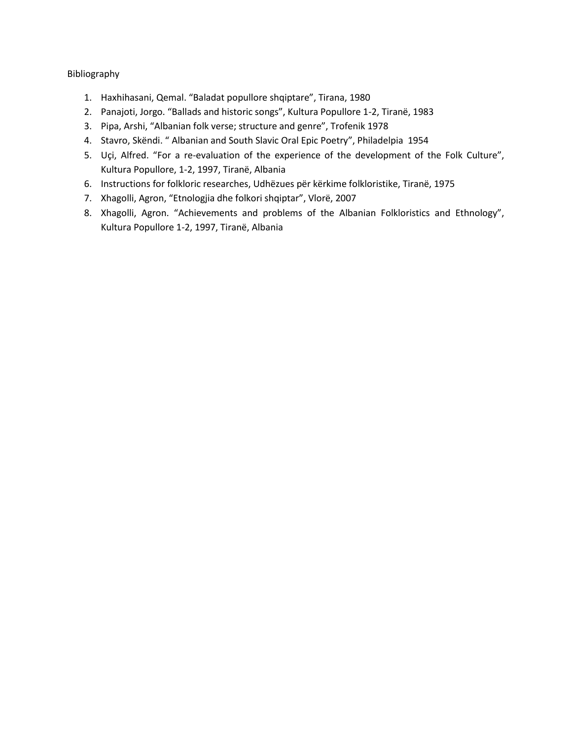Bibliography

1. Haxhihasani, Qemal. "Baladat popullore shqiptare", Tirana, 1980
2. Panajoti, Jorgo. "Ballads and historic songs", Kultura Popullore 1-2, Tiranë, 1983
3. Pipa, Arshi, "Albanian folk verse; structure and genre", Trofenik 1978
4. Stavro, Skëndi. " Albanian and South Slavic Oral Epic Poetry", Philadelpia 1954
5. Uçi, Alfred. "For a re-evaluation of the experience of the development of the Folk Culture", Kultura Popullore, 1-2, 1997, Tiranë, Albania
6. Instructions for folkloric researches, Udhëzues për kërkime folkloristike, Tiranë, 1975
7. Xhagolli, Agron, "Etnologjia dhe folkori shqiptar", Vlorë, 2007
8. Xhagolli, Agron. "Achievements and problems of the Albanian Folkloristics and Ethnology", Kultura Popullore 1-2, 1997, Tiranë, Albania